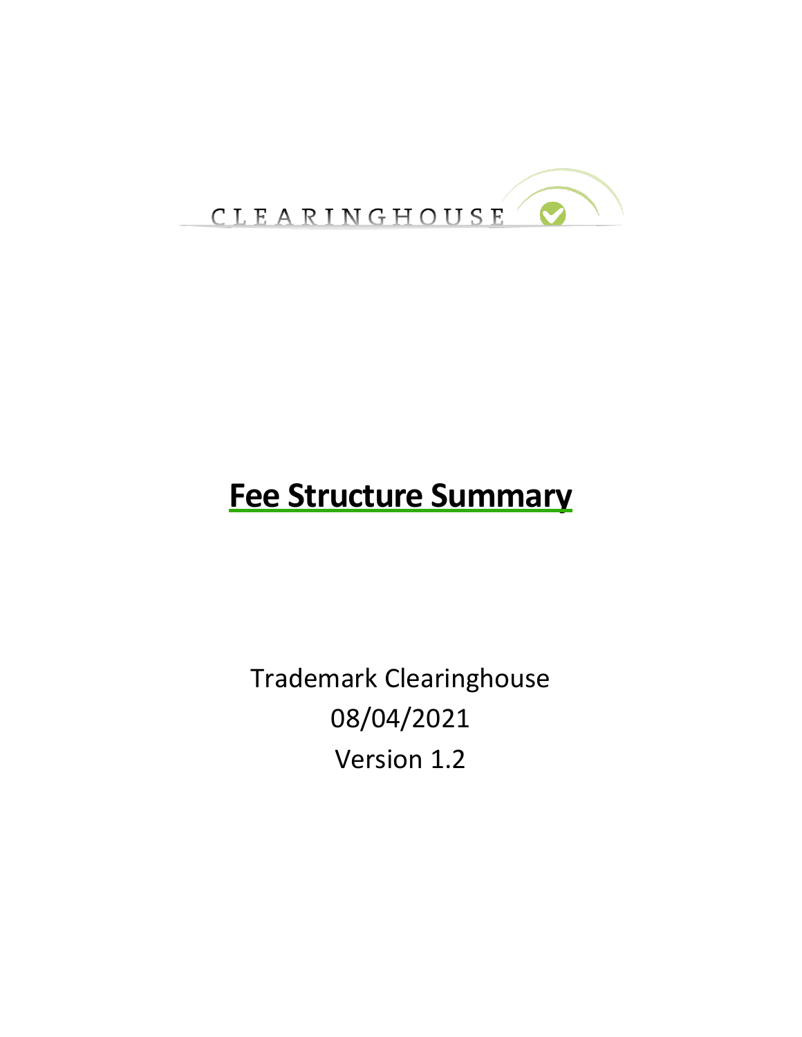CLEARINGHOUSE

# Fee Structure Summary

Trademark Clearinghouse

08/04/2021

Version 1.2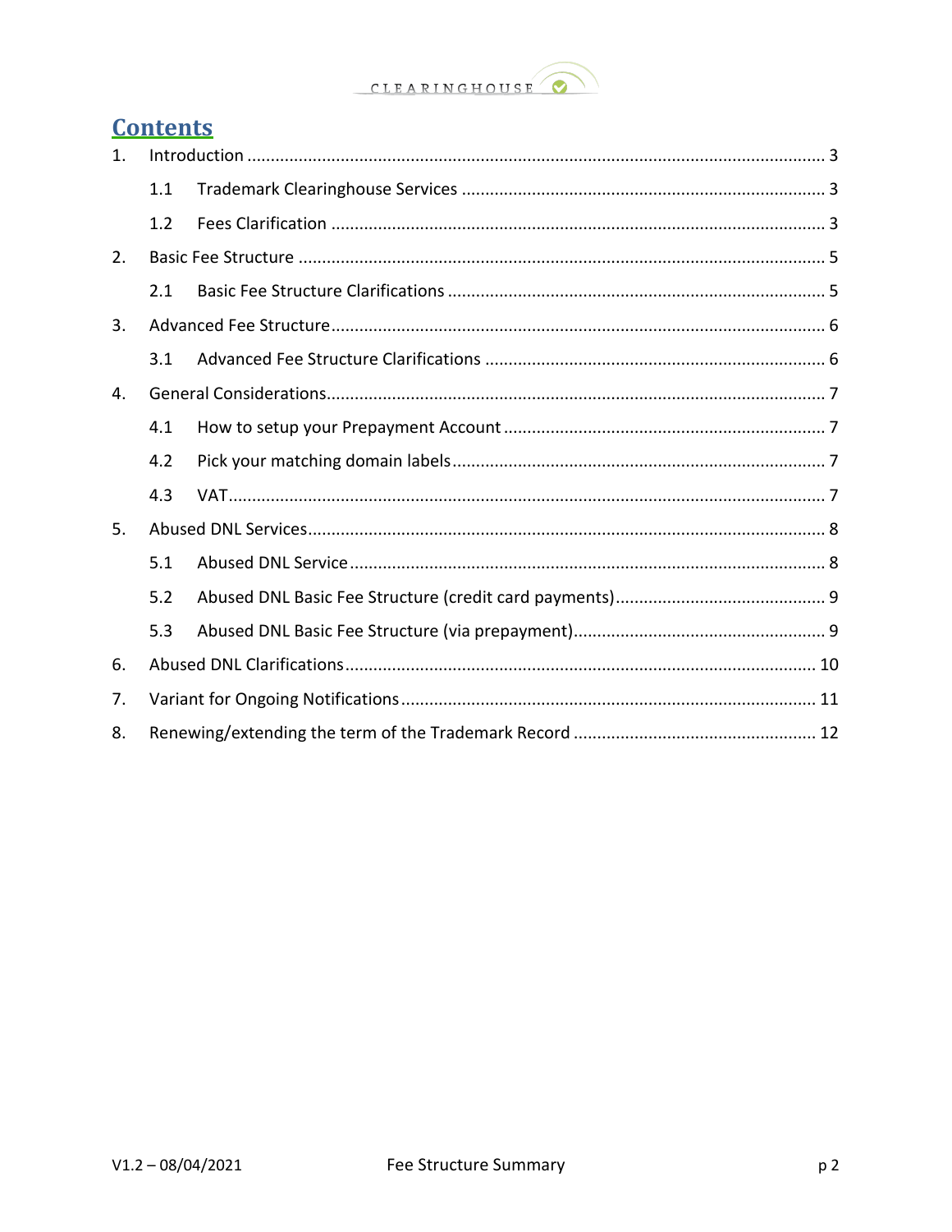# Contents

1. Introduction ........................................................................................................... 3
   - 1.1 Trademark Clearinghouse Services ............................................................. 3
   - 1.2 Fees Clarification ......................................................................................... 3
2. Basic Fee Structure ................................................................................................ 5
   - 2.1 Basic Fee Structure Clarifications ................................................................ 5
3. Advanced Fee Structure ......................................................................................... 6
   - 3.1 Advanced Fee Structure Clarifications ........................................................ 6
4. General Considerations .......................................................................................... 7
   - 4.1 How to setup your Prepayment Account ..................................................... 7
   - 4.2 Pick your matching domain labels ............................................................... 7
   - 4.3 VAT ............................................................................................................... 7
5. Abused DNL Services .............................................................................................. 8
   - 5.1 Abused DNL Service ..................................................................................... 8
   - 5.2 Abused DNL Basic Fee Structure (credit card payments) ............................ 9
   - 5.3 Abused DNL Basic Fee Structure (via prepayment) ...................................... 9
6. Abused DNL Clarifications .................................................................................... 10
7. Variant for Ongoing Notifications ........................................................................ 11
8. Renewing/extending the term of the Trademark Record .................................... 12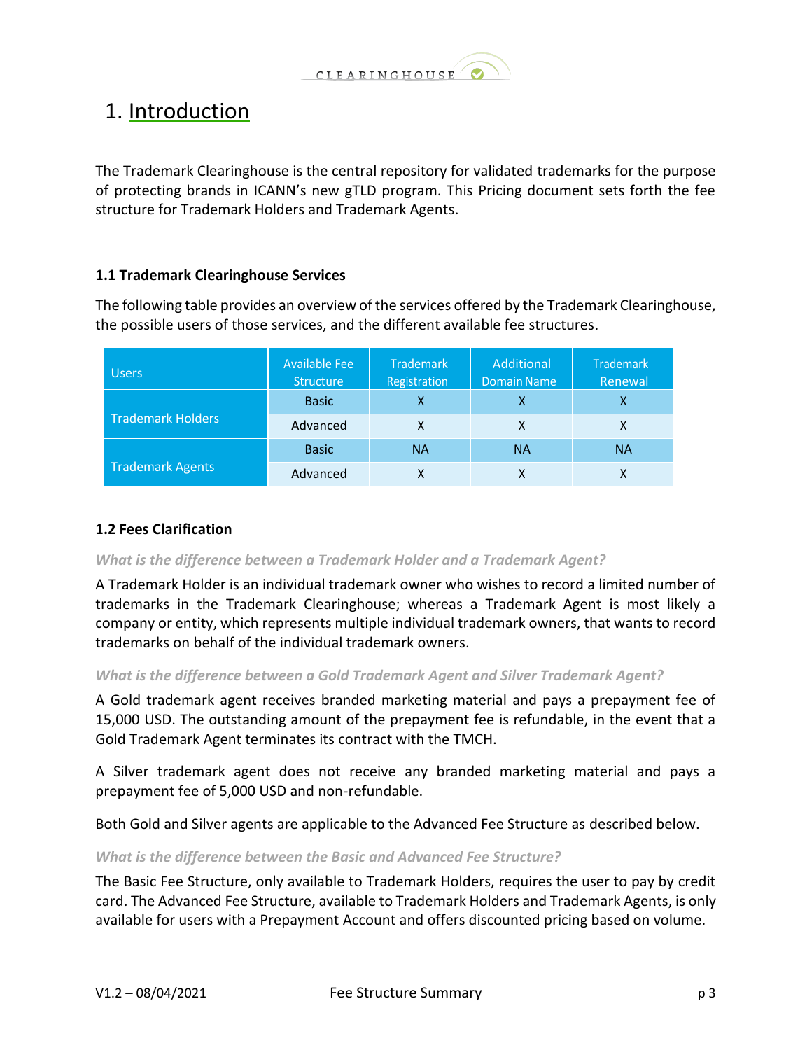# 1. Introduction

The Trademark Clearinghouse is the central repository for validated trademarks for the purpose of protecting brands in ICANN's new gTLD program. This Pricing document sets forth the fee structure for Trademark Holders and Trademark Agents.

### 1.1 Trademark Clearinghouse Services

The following table provides an overview of the services offered by the Trademark Clearinghouse, the possible users of those services, and the different available fee structures.

| Users | Available Fee Structure | Trademark Registration | Additional Domain Name | Trademark Renewal |
|---|---|---|---|---|
| Trademark Holders | Basic | X | X | X |
| | Advanced | X | X | X |
| Trademark Agents | Basic | NA | NA | NA |
| | Advanced | X | X | X |

### 1.2 Fees Clarification

*What is the difference between a Trademark Holder and a Trademark Agent?*

A Trademark Holder is an individual trademark owner who wishes to record a limited number of trademarks in the Trademark Clearinghouse; whereas a Trademark Agent is most likely a company or entity, which represents multiple individual trademark owners, that wants to record trademarks on behalf of the individual trademark owners.

*What is the difference between a Gold Trademark Agent and Silver Trademark Agent?*

A Gold trademark agent receives branded marketing material and pays a prepayment fee of 15,000 USD. The outstanding amount of the prepayment fee is refundable, in the event that a Gold Trademark Agent terminates its contract with the TMCH.

A Silver trademark agent does not receive any branded marketing material and pays a prepayment fee of 5,000 USD and non-refundable.

Both Gold and Silver agents are applicable to the Advanced Fee Structure as described below.

*What is the difference between the Basic and Advanced Fee Structure?*

The Basic Fee Structure, only available to Trademark Holders, requires the user to pay by credit card. The Advanced Fee Structure, available to Trademark Holders and Trademark Agents, is only available for users with a Prepayment Account and offers discounted pricing based on volume.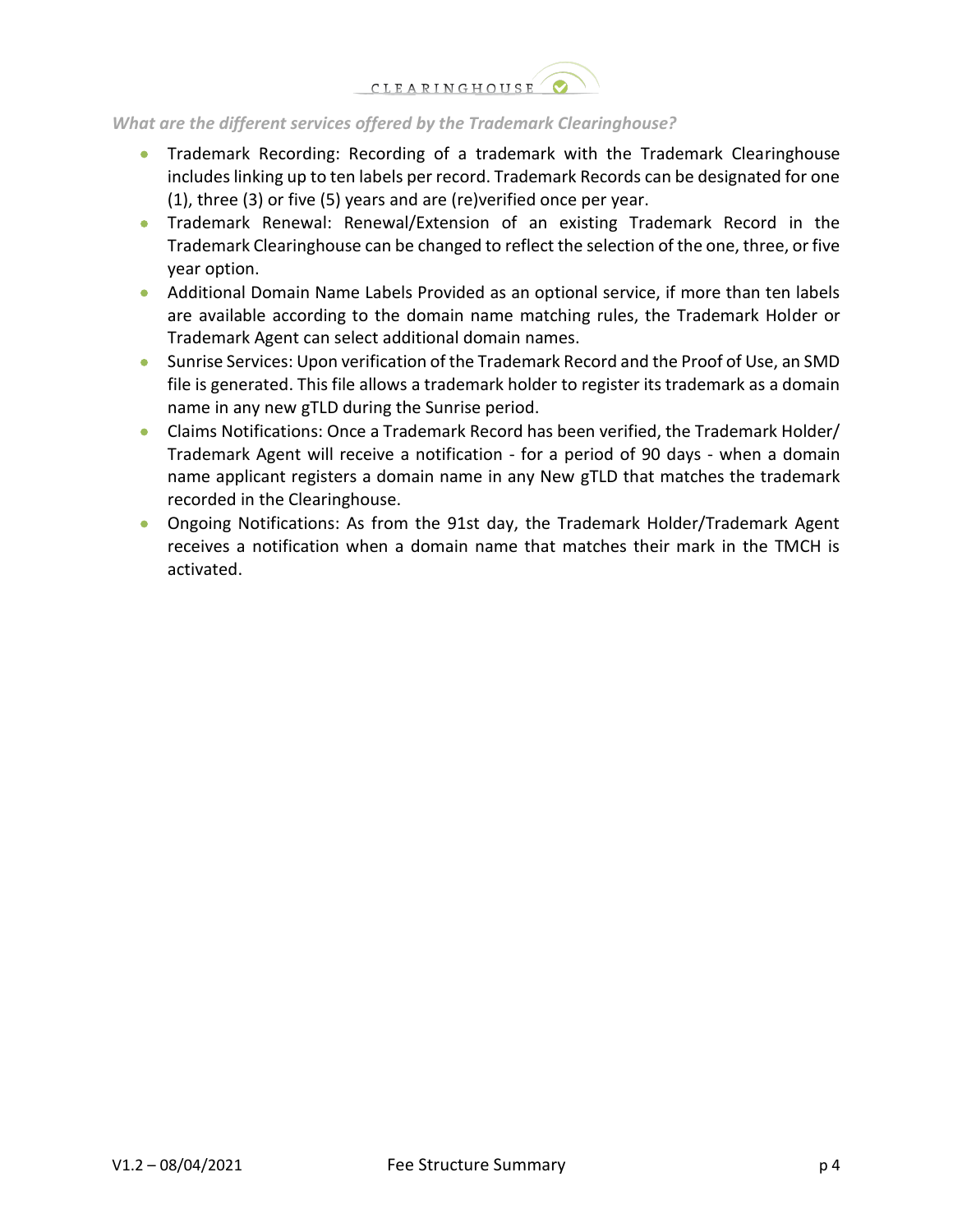*What are the different services offered by the Trademark Clearinghouse?*

- Trademark Recording: Recording of a trademark with the Trademark Clearinghouse includes linking up to ten labels per record. Trademark Records can be designated for one (1), three (3) or five (5) years and are (re)verified once per year.
- Trademark Renewal: Renewal/Extension of an existing Trademark Record in the Trademark Clearinghouse can be changed to reflect the selection of the one, three, or five year option.
- Additional Domain Name Labels Provided as an optional service, if more than ten labels are available according to the domain name matching rules, the Trademark Holder or Trademark Agent can select additional domain names.
- Sunrise Services: Upon verification of the Trademark Record and the Proof of Use, an SMD file is generated. This file allows a trademark holder to register its trademark as a domain name in any new gTLD during the Sunrise period.
- Claims Notifications: Once a Trademark Record has been verified, the Trademark Holder/ Trademark Agent will receive a notification - for a period of 90 days - when a domain name applicant registers a domain name in any New gTLD that matches the trademark recorded in the Clearinghouse.
- Ongoing Notifications: As from the 91st day, the Trademark Holder/Trademark Agent receives a notification when a domain name that matches their mark in the TMCH is activated.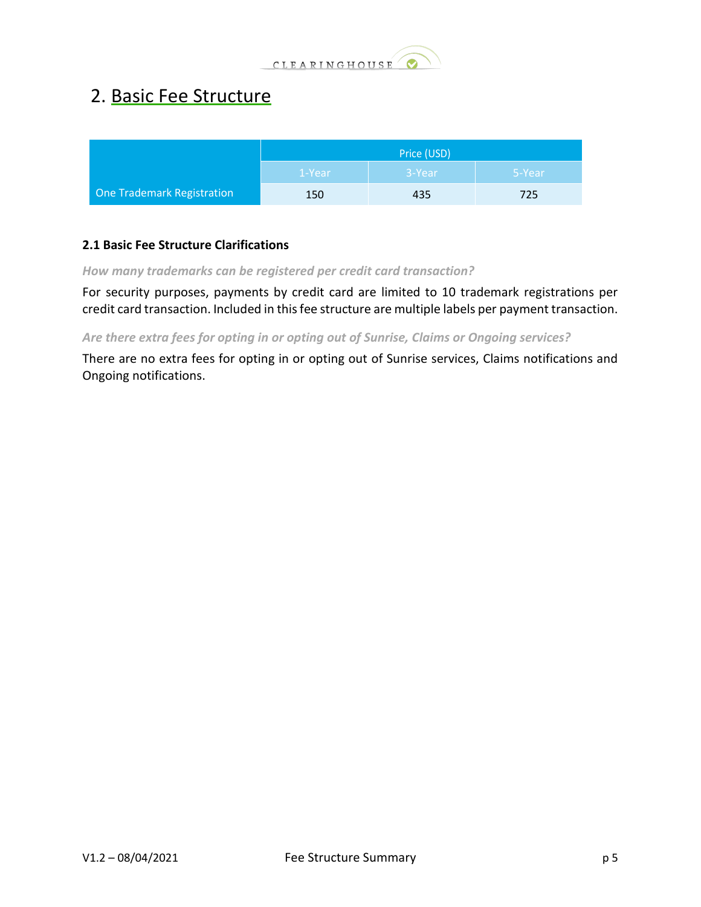## 2. Basic Fee Structure

| | Price (USD) | | |
|---|---|---|---|
| | 1-Year | 3-Year | 5-Year |
| One Trademark Registration | 150 | 435 | 725 |

### 2.1 Basic Fee Structure Clarifications

*How many trademarks can be registered per credit card transaction?*

For security purposes, payments by credit card are limited to 10 trademark registrations per credit card transaction. Included in this fee structure are multiple labels per payment transaction.

*Are there extra fees for opting in or opting out of Sunrise, Claims or Ongoing services?*

There are no extra fees for opting in or opting out of Sunrise services, Claims notifications and Ongoing notifications.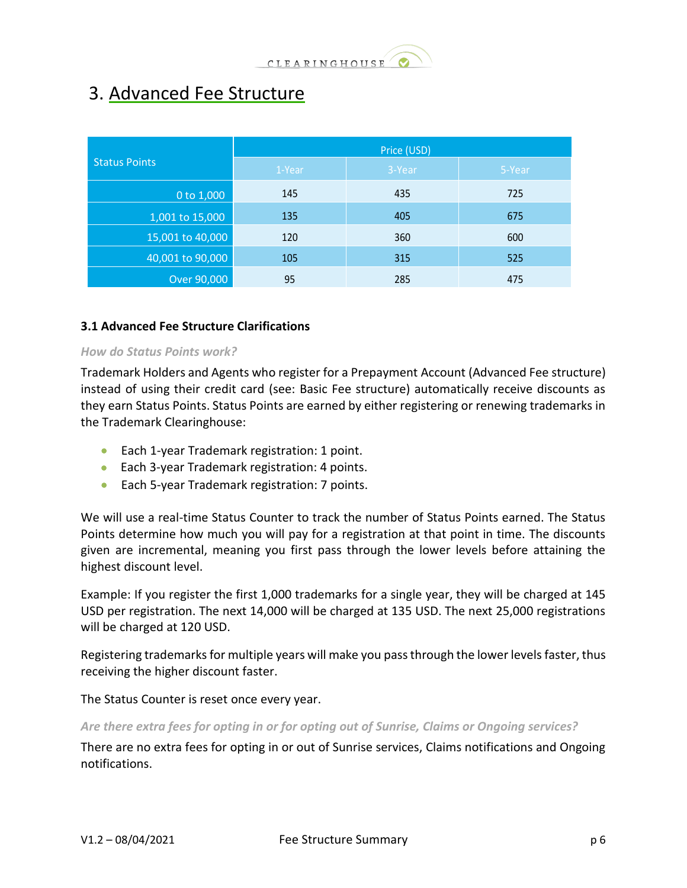# 3. Advanced Fee Structure

| Status Points | Price (USD) | | |
|---|---|---|---|
| | 1-Year | 3-Year | 5-Year |
| 0 to 1,000 | 145 | 435 | 725 |
| 1,001 to 15,000 | 135 | 405 | 675 |
| 15,001 to 40,000 | 120 | 360 | 600 |
| 40,001 to 90,000 | 105 | 315 | 525 |
| Over 90,000 | 95 | 285 | 475 |

### 3.1 Advanced Fee Structure Clarifications

*How do Status Points work?*

Trademark Holders and Agents who register for a Prepayment Account (Advanced Fee structure) instead of using their credit card (see: Basic Fee structure) automatically receive discounts as they earn Status Points. Status Points are earned by either registering or renewing trademarks in the Trademark Clearinghouse:

- Each 1-year Trademark registration: 1 point.
- Each 3-year Trademark registration: 4 points.
- Each 5-year Trademark registration: 7 points.

We will use a real-time Status Counter to track the number of Status Points earned. The Status Points determine how much you will pay for a registration at that point in time. The discounts given are incremental, meaning you first pass through the lower levels before attaining the highest discount level.

Example: If you register the first 1,000 trademarks for a single year, they will be charged at 145 USD per registration. The next 14,000 will be charged at 135 USD. The next 25,000 registrations will be charged at 120 USD.

Registering trademarks for multiple years will make you pass through the lower levels faster, thus receiving the higher discount faster.

The Status Counter is reset once every year.

*Are there extra fees for opting in or for opting out of Sunrise, Claims or Ongoing services?*

There are no extra fees for opting in or out of Sunrise services, Claims notifications and Ongoing notifications.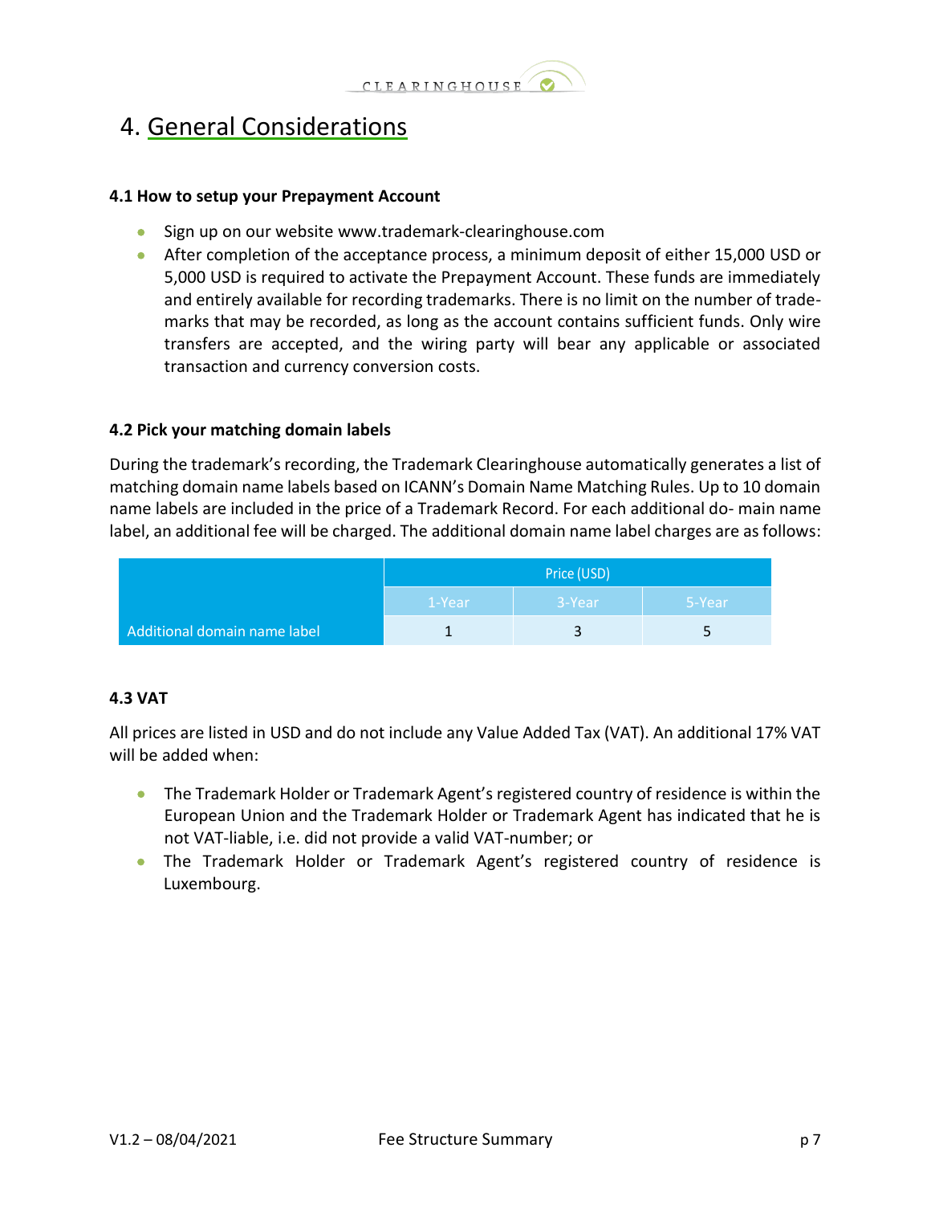# 4. General Considerations

### 4.1 How to setup your Prepayment Account

- Sign up on our website www.trademark-clearinghouse.com
- After completion of the acceptance process, a minimum deposit of either 15,000 USD or 5,000 USD is required to activate the Prepayment Account. These funds are immediately and entirely available for recording trademarks. There is no limit on the number of trade-marks that may be recorded, as long as the account contains sufficient funds. Only wire transfers are accepted, and the wiring party will bear any applicable or associated transaction and currency conversion costs.

### 4.2 Pick your matching domain labels

During the trademark's recording, the Trademark Clearinghouse automatically generates a list of matching domain name labels based on ICANN's Domain Name Matching Rules. Up to 10 domain name labels are included in the price of a Trademark Record. For each additional do- main name label, an additional fee will be charged. The additional domain name label charges are as follows:

| | Price (USD) | | |
|---|---|---|---|
| | 1-Year | 3-Year | 5-Year |
| Additional domain name label | 1 | 3 | 5 |

### 4.3 VAT

All prices are listed in USD and do not include any Value Added Tax (VAT). An additional 17% VAT will be added when:

- The Trademark Holder or Trademark Agent's registered country of residence is within the European Union and the Trademark Holder or Trademark Agent has indicated that he is not VAT-liable, i.e. did not provide a valid VAT-number; or
- The Trademark Holder or Trademark Agent's registered country of residence is Luxembourg.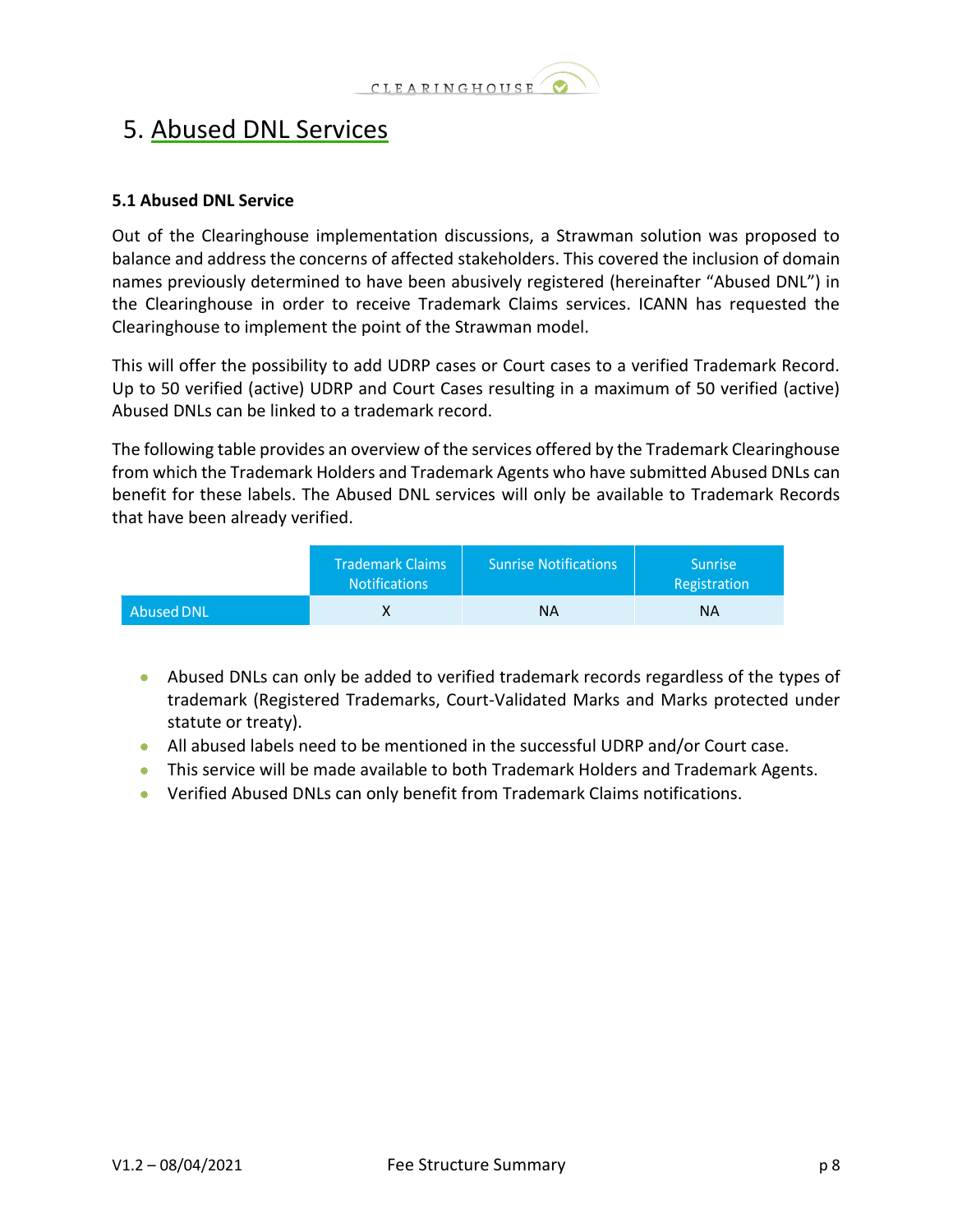# 5. Abused DNL Services

### 5.1 Abused DNL Service

Out of the Clearinghouse implementation discussions, a Strawman solution was proposed to balance and address the concerns of affected stakeholders. This covered the inclusion of domain names previously determined to have been abusively registered (hereinafter "Abused DNL") in the Clearinghouse in order to receive Trademark Claims services. ICANN has requested the Clearinghouse to implement the point of the Strawman model.

This will offer the possibility to add UDRP cases or Court cases to a verified Trademark Record. Up to 50 verified (active) UDRP and Court Cases resulting in a maximum of 50 verified (active) Abused DNLs can be linked to a trademark record.

The following table provides an overview of the services offered by the Trademark Clearinghouse from which the Trademark Holders and Trademark Agents who have submitted Abused DNLs can benefit for these labels. The Abused DNL services will only be available to Trademark Records that have been already verified.

| | Trademark Claims Notifications | Sunrise Notifications | Sunrise Registration |
|---|---|---|---|
| Abused DNL | X | NA | NA |

- Abused DNLs can only be added to verified trademark records regardless of the types of trademark (Registered Trademarks, Court-Validated Marks and Marks protected under statute or treaty).
- All abused labels need to be mentioned in the successful UDRP and/or Court case.
- This service will be made available to both Trademark Holders and Trademark Agents.
- Verified Abused DNLs can only benefit from Trademark Claims notifications.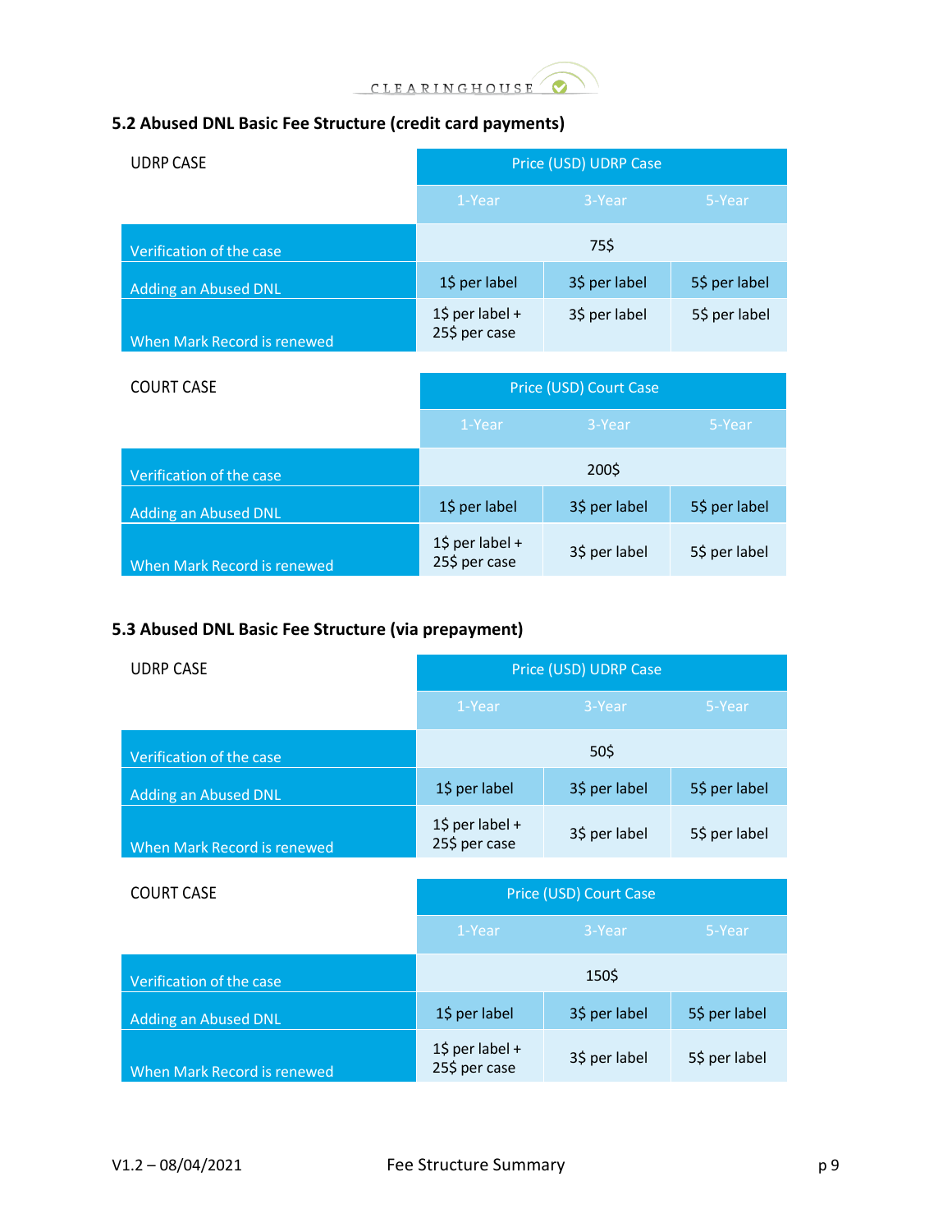## 5.2 Abused DNL Basic Fee Structure (credit card payments)

| UDRP CASE | Price (USD) UDRP Case | | |
|---|---|---|---|
| | 1-Year | 3-Year | 5-Year |
| Verification of the case | 75$ | | |
| Adding an Abused DNL | 1$ per label | 3$ per label | 5$ per label |
| When Mark Record is renewed | 1$ per label + 25$ per case | 3$ per label | 5$ per label |

| COURT CASE | Price (USD) Court Case | | |
|---|---|---|---|
| | 1-Year | 3-Year | 5-Year |
| Verification of the case | 200$ | | |
| Adding an Abused DNL | 1$ per label | 3$ per label | 5$ per label |
| When Mark Record is renewed | 1$ per label + 25$ per case | 3$ per label | 5$ per label |

## 5.3 Abused DNL Basic Fee Structure (via prepayment)

| UDRP CASE | Price (USD) UDRP Case | | |
|---|---|---|---|
| | 1-Year | 3-Year | 5-Year |
| Verification of the case | 50$ | | |
| Adding an Abused DNL | 1$ per label | 3$ per label | 5$ per label |
| When Mark Record is renewed | 1$ per label + 25$ per case | 3$ per label | 5$ per label |

| COURT CASE | Price (USD) Court Case | | |
|---|---|---|---|
| | 1-Year | 3-Year | 5-Year |
| Verification of the case | 150$ | | |
| Adding an Abused DNL | 1$ per label | 3$ per label | 5$ per label |
| When Mark Record is renewed | 1$ per label + 25$ per case | 3$ per label | 5$ per label |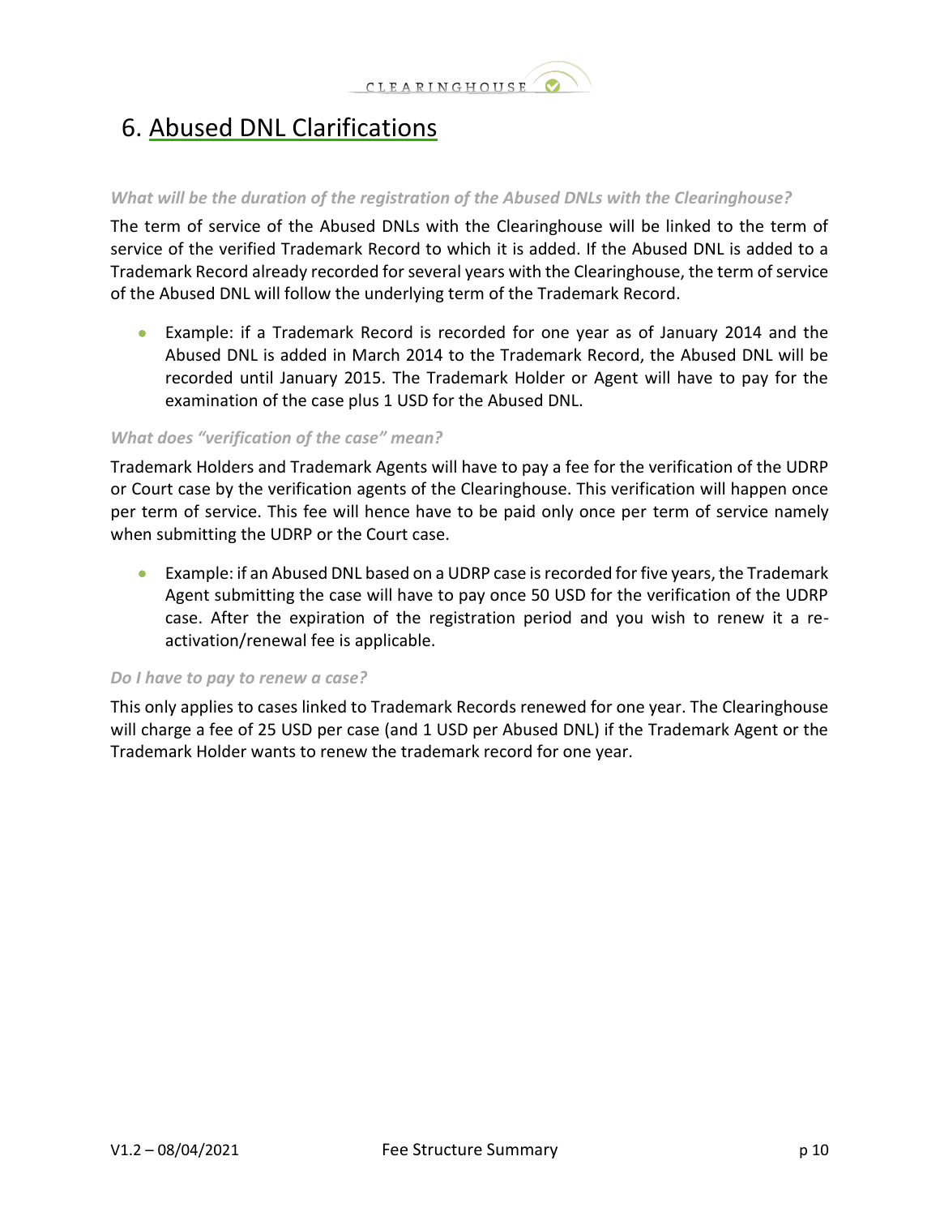# 6. Abused DNL Clarifications

*What will be the duration of the registration of the Abused DNLs with the Clearinghouse?*

The term of service of the Abused DNLs with the Clearinghouse will be linked to the term of service of the verified Trademark Record to which it is added. If the Abused DNL is added to a Trademark Record already recorded for several years with the Clearinghouse, the term of service of the Abused DNL will follow the underlying term of the Trademark Record.

- Example: if a Trademark Record is recorded for one year as of January 2014 and the Abused DNL is added in March 2014 to the Trademark Record, the Abused DNL will be recorded until January 2015. The Trademark Holder or Agent will have to pay for the examination of the case plus 1 USD for the Abused DNL.

*What does "verification of the case" mean?*

Trademark Holders and Trademark Agents will have to pay a fee for the verification of the UDRP or Court case by the verification agents of the Clearinghouse. This verification will happen once per term of service. This fee will hence have to be paid only once per term of service namely when submitting the UDRP or the Court case.

- Example: if an Abused DNL based on a UDRP case is recorded for five years, the Trademark Agent submitting the case will have to pay once 50 USD for the verification of the UDRP case. After the expiration of the registration period and you wish to renew it a re-activation/renewal fee is applicable.

*Do I have to pay to renew a case?*

This only applies to cases linked to Trademark Records renewed for one year. The Clearinghouse will charge a fee of 25 USD per case (and 1 USD per Abused DNL) if the Trademark Agent or the Trademark Holder wants to renew the trademark record for one year.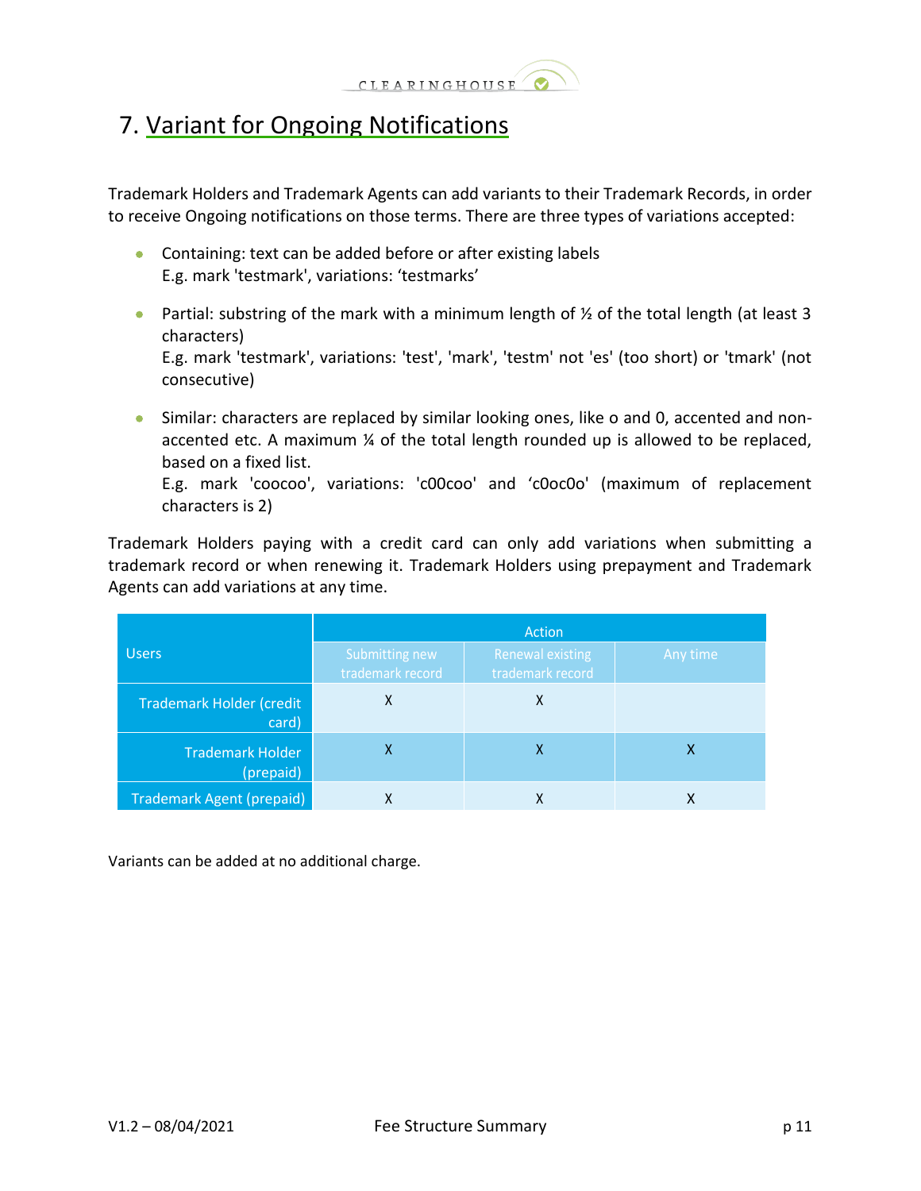# 7. Variant for Ongoing Notifications

Trademark Holders and Trademark Agents can add variants to their Trademark Records, in order to receive Ongoing notifications on those terms. There are three types of variations accepted:

- Containing: text can be added before or after existing labels
  E.g. mark 'testmark', variations: 'testmarks'

- Partial: substring of the mark with a minimum length of ½ of the total length (at least 3 characters)
  E.g. mark 'testmark', variations: 'test', 'mark', 'testm' not 'es' (too short) or 'tmark' (not consecutive)

- Similar: characters are replaced by similar looking ones, like o and 0, accented and non-accented etc. A maximum ¼ of the total length rounded up is allowed to be replaced, based on a fixed list.
  E.g. mark 'coocoo', variations: 'c00coo' and 'c0oc0o' (maximum of replacement characters is 2)

Trademark Holders paying with a credit card can only add variations when submitting a trademark record or when renewing it. Trademark Holders using prepayment and Trademark Agents can add variations at any time.

| Users | Action | | |
|---|---|---|---|
| | Submitting new trademark record | Renewal existing trademark record | Any time |
| Trademark Holder (credit card) | X | X | |
| Trademark Holder (prepaid) | X | X | X |
| Trademark Agent (prepaid) | X | X | X |

Variants can be added at no additional charge.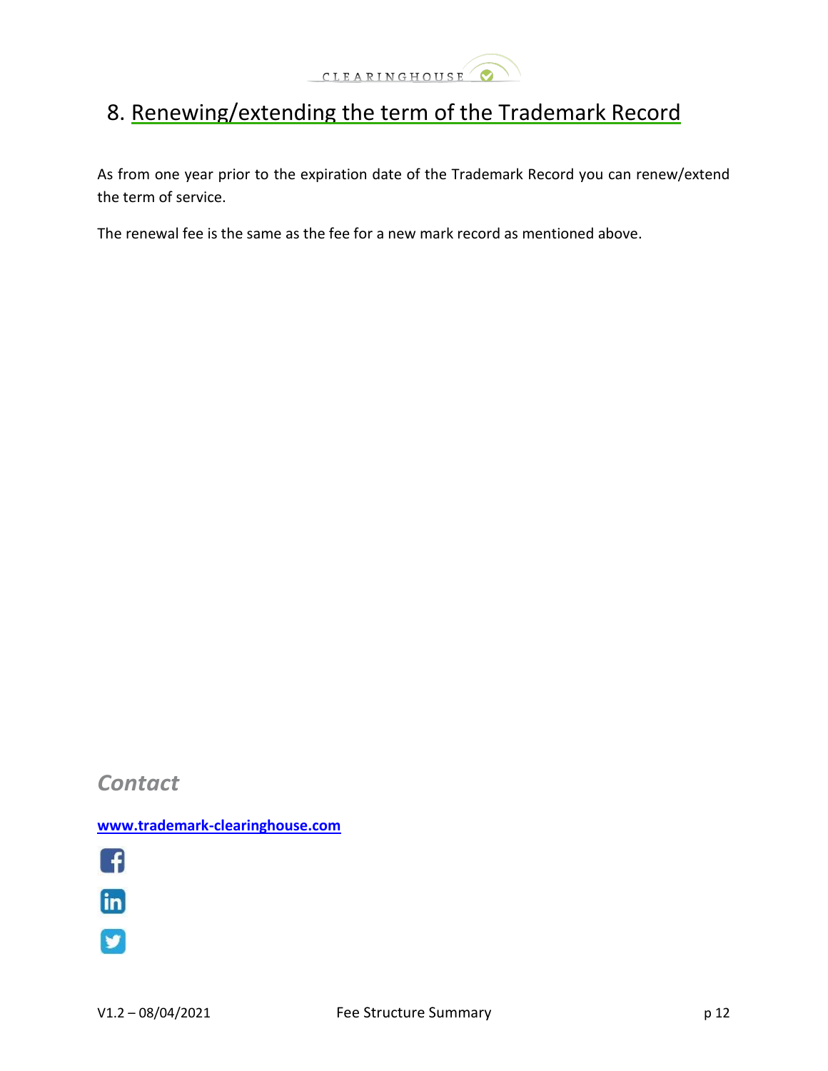# 8. Renewing/extending the term of the Trademark Record

As from one year prior to the expiration date of the Trademark Record you can renew/extend the term of service.

The renewal fee is the same as the fee for a new mark record as mentioned above.

## *Contact*

**www.trademark-clearinghouse.com**